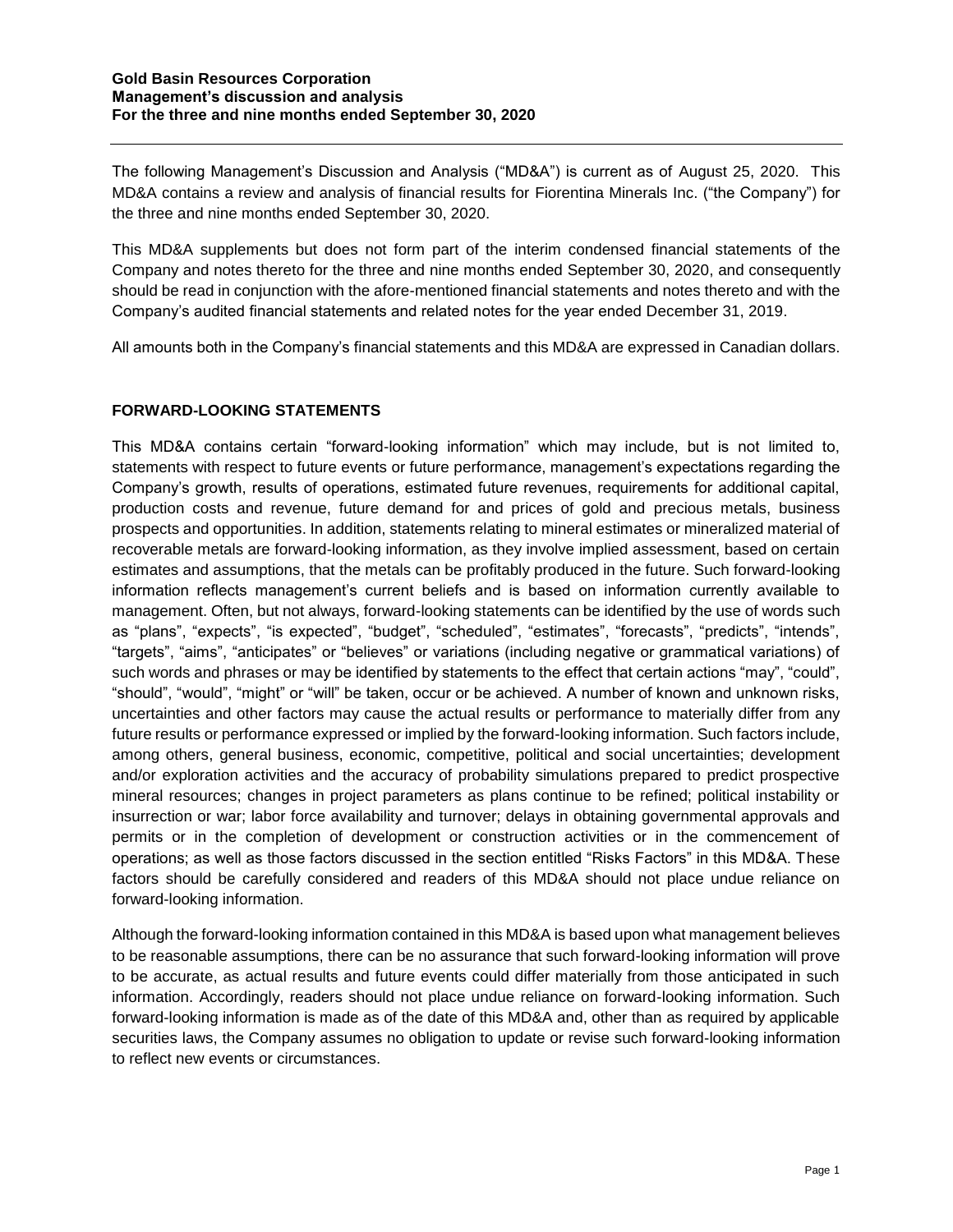**Gold Basin Resources Corporation**
**Management's discussion and analysis**
**For the three and nine months ended September 30, 2020**

The following Management's Discussion and Analysis ("MD&A") is current as of August 25, 2020. This MD&A contains a review and analysis of financial results for Fiorentina Minerals Inc. ("the Company") for the three and nine months ended September 30, 2020.

This MD&A supplements but does not form part of the interim condensed financial statements of the Company and notes thereto for the three and nine months ended September 30, 2020, and consequently should be read in conjunction with the afore-mentioned financial statements and notes thereto and with the Company's audited financial statements and related notes for the year ended December 31, 2019.

All amounts both in the Company's financial statements and this MD&A are expressed in Canadian dollars.

## FORWARD-LOOKING STATEMENTS

This MD&A contains certain "forward-looking information" which may include, but is not limited to, statements with respect to future events or future performance, management's expectations regarding the Company's growth, results of operations, estimated future revenues, requirements for additional capital, production costs and revenue, future demand for and prices of gold and precious metals, business prospects and opportunities. In addition, statements relating to mineral estimates or mineralized material of recoverable metals are forward-looking information, as they involve implied assessment, based on certain estimates and assumptions, that the metals can be profitably produced in the future. Such forward-looking information reflects management's current beliefs and is based on information currently available to management. Often, but not always, forward-looking statements can be identified by the use of words such as "plans", "expects", "is expected", "budget", "scheduled", "estimates", "forecasts", "predicts", "intends", "targets", "aims", "anticipates" or "believes" or variations (including negative or grammatical variations) of such words and phrases or may be identified by statements to the effect that certain actions "may", "could", "should", "would", "might" or "will" be taken, occur or be achieved. A number of known and unknown risks, uncertainties and other factors may cause the actual results or performance to materially differ from any future results or performance expressed or implied by the forward-looking information. Such factors include, among others, general business, economic, competitive, political and social uncertainties; development and/or exploration activities and the accuracy of probability simulations prepared to predict prospective mineral resources; changes in project parameters as plans continue to be refined; political instability or insurrection or war; labor force availability and turnover; delays in obtaining governmental approvals and permits or in the completion of development or construction activities or in the commencement of operations; as well as those factors discussed in the section entitled "Risks Factors" in this MD&A. These factors should be carefully considered and readers of this MD&A should not place undue reliance on forward-looking information.

Although the forward-looking information contained in this MD&A is based upon what management believes to be reasonable assumptions, there can be no assurance that such forward-looking information will prove to be accurate, as actual results and future events could differ materially from those anticipated in such information. Accordingly, readers should not place undue reliance on forward-looking information. Such forward-looking information is made as of the date of this MD&A and, other than as required by applicable securities laws, the Company assumes no obligation to update or revise such forward-looking information to reflect new events or circumstances.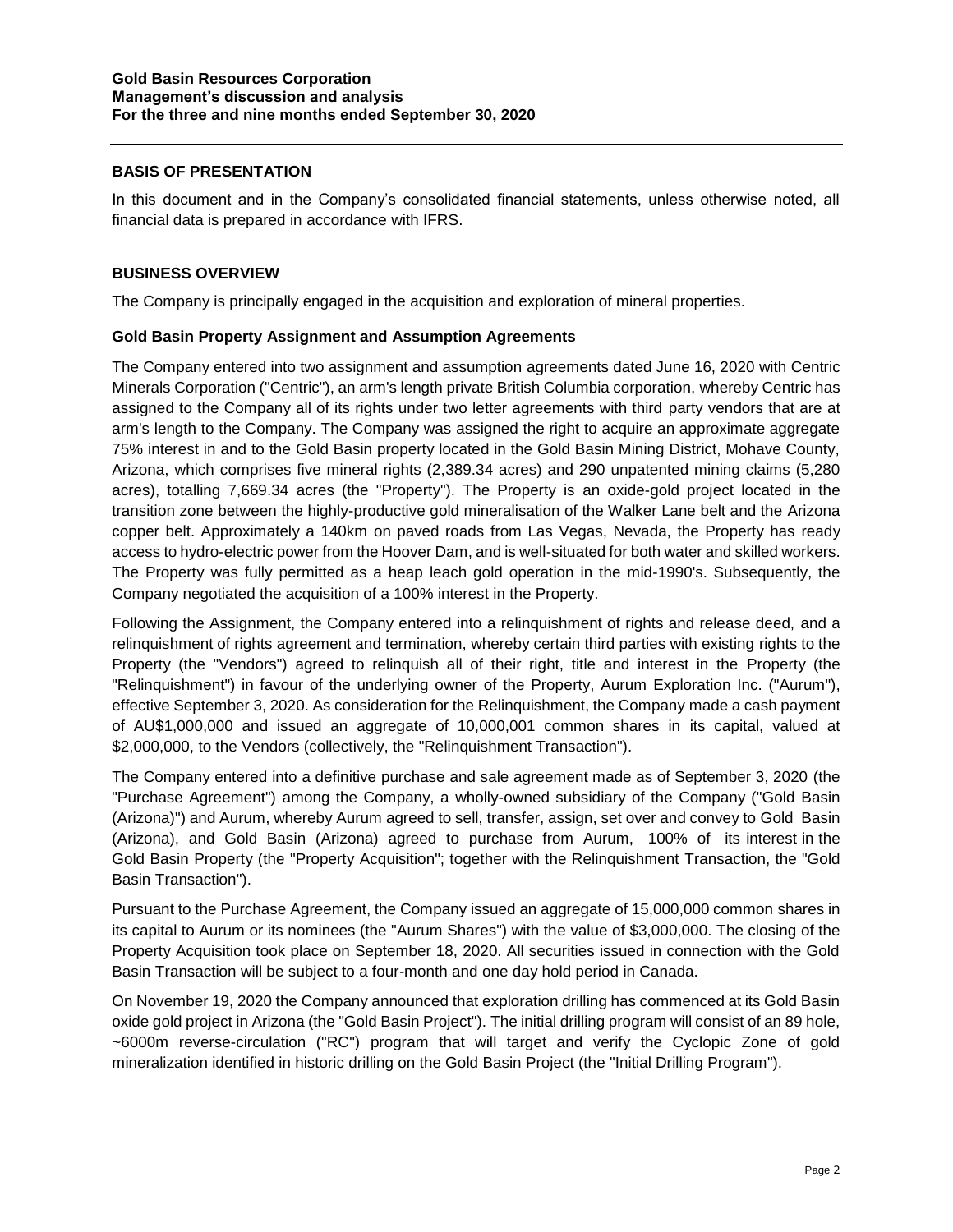## BASIS OF PRESENTATION

In this document and in the Company's consolidated financial statements, unless otherwise noted, all financial data is prepared in accordance with IFRS.

## BUSINESS OVERVIEW

The Company is principally engaged in the acquisition and exploration of mineral properties.

### Gold Basin Property Assignment and Assumption Agreements

The Company entered into two assignment and assumption agreements dated June 16, 2020 with Centric Minerals Corporation ("Centric"), an arm's length private British Columbia corporation, whereby Centric has assigned to the Company all of its rights under two letter agreements with third party vendors that are at arm's length to the Company. The Company was assigned the right to acquire an approximate aggregate 75% interest in and to the Gold Basin property located in the Gold Basin Mining District, Mohave County, Arizona, which comprises five mineral rights (2,389.34 acres) and 290 unpatented mining claims (5,280 acres), totalling 7,669.34 acres (the "Property"). The Property is an oxide-gold project located in the transition zone between the highly-productive gold mineralisation of the Walker Lane belt and the Arizona copper belt. Approximately a 140km on paved roads from Las Vegas, Nevada, the Property has ready access to hydro-electric power from the Hoover Dam, and is well-situated for both water and skilled workers. The Property was fully permitted as a heap leach gold operation in the mid-1990's. Subsequently, the Company negotiated the acquisition of a 100% interest in the Property.

Following the Assignment, the Company entered into a relinquishment of rights and release deed, and a relinquishment of rights agreement and termination, whereby certain third parties with existing rights to the Property (the "Vendors") agreed to relinquish all of their right, title and interest in the Property (the "Relinquishment") in favour of the underlying owner of the Property, Aurum Exploration Inc. ("Aurum"), effective September 3, 2020. As consideration for the Relinquishment, the Company made a cash payment of AU$1,000,000 and issued an aggregate of 10,000,001 common shares in its capital, valued at $2,000,000, to the Vendors (collectively, the "Relinquishment Transaction").

The Company entered into a definitive purchase and sale agreement made as of September 3, 2020 (the "Purchase Agreement") among the Company, a wholly-owned subsidiary of the Company ("Gold Basin (Arizona)") and Aurum, whereby Aurum agreed to sell, transfer, assign, set over and convey to Gold Basin (Arizona), and Gold Basin (Arizona) agreed to purchase from Aurum, 100% of its interest in the Gold Basin Property (the "Property Acquisition"; together with the Relinquishment Transaction, the "Gold Basin Transaction").

Pursuant to the Purchase Agreement, the Company issued an aggregate of 15,000,000 common shares in its capital to Aurum or its nominees (the "Aurum Shares") with the value of $3,000,000. The closing of the Property Acquisition took place on September 18, 2020. All securities issued in connection with the Gold Basin Transaction will be subject to a four-month and one day hold period in Canada.

On November 19, 2020 the Company announced that exploration drilling has commenced at its Gold Basin oxide gold project in Arizona (the "Gold Basin Project"). The initial drilling program will consist of an 89 hole, ~6000m reverse-circulation ("RC") program that will target and verify the Cyclopic Zone of gold mineralization identified in historic drilling on the Gold Basin Project (the "Initial Drilling Program").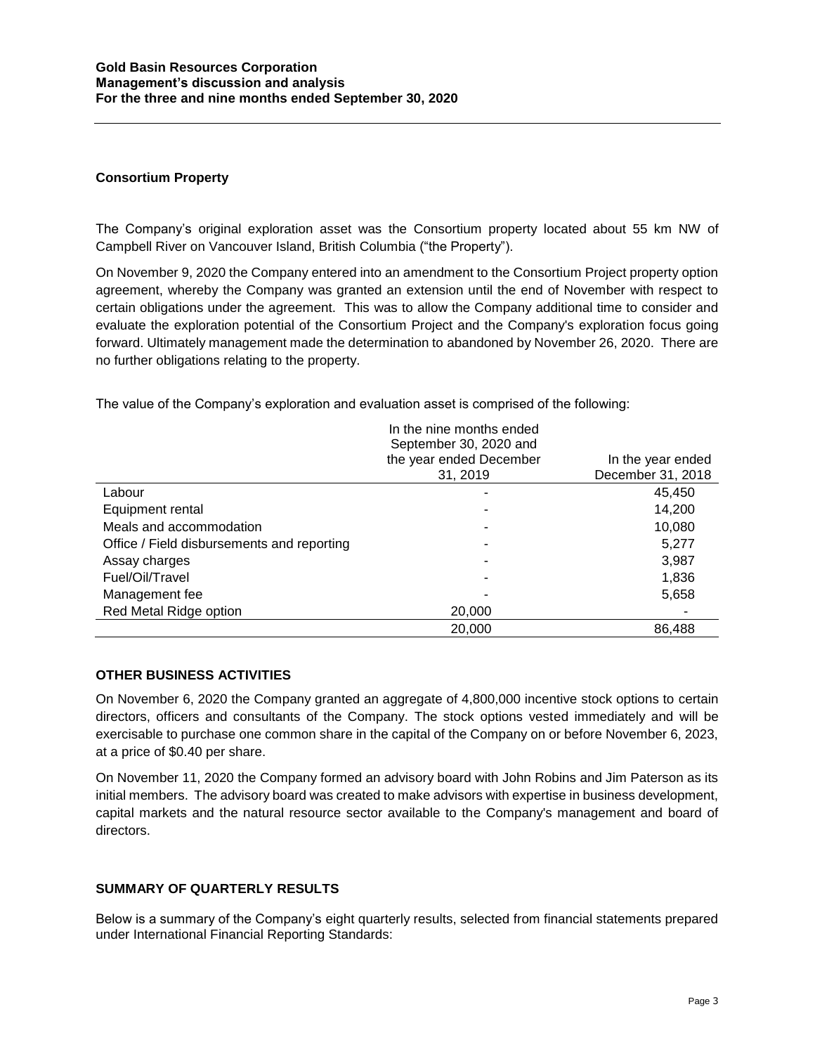### Consortium Property

The Company's original exploration asset was the Consortium property located about 55 km NW of Campbell River on Vancouver Island, British Columbia ("the Property").

On November 9, 2020 the Company entered into an amendment to the Consortium Project property option agreement, whereby the Company was granted an extension until the end of November with respect to certain obligations under the agreement. This was to allow the Company additional time to consider and evaluate the exploration potential of the Consortium Project and the Company's exploration focus going forward. Ultimately management made the determination to abandoned by November 26, 2020. There are no further obligations relating to the property.

The value of the Company's exploration and evaluation asset is comprised of the following:

| | In the nine months ended September 30, 2020 and the year ended December 31, 2019 | In the year ended December 31, 2018 |
|---|---|---|
| Labour | - | 45,450 |
| Equipment rental | - | 14,200 |
| Meals and accommodation | - | 10,080 |
| Office / Field disbursements and reporting | - | 5,277 |
| Assay charges | - | 3,987 |
| Fuel/Oil/Travel | - | 1,836 |
| Management fee | - | 5,658 |
| Red Metal Ridge option | 20,000 | - |
| | 20,000 | 86,488 |

## OTHER BUSINESS ACTIVITIES

On November 6, 2020 the Company granted an aggregate of 4,800,000 incentive stock options to certain directors, officers and consultants of the Company. The stock options vested immediately and will be exercisable to purchase one common share in the capital of the Company on or before November 6, 2023, at a price of $0.40 per share.

On November 11, 2020 the Company formed an advisory board with John Robins and Jim Paterson as its initial members. The advisory board was created to make advisors with expertise in business development, capital markets and the natural resource sector available to the Company's management and board of directors.

## SUMMARY OF QUARTERLY RESULTS

Below is a summary of the Company's eight quarterly results, selected from financial statements prepared under International Financial Reporting Standards: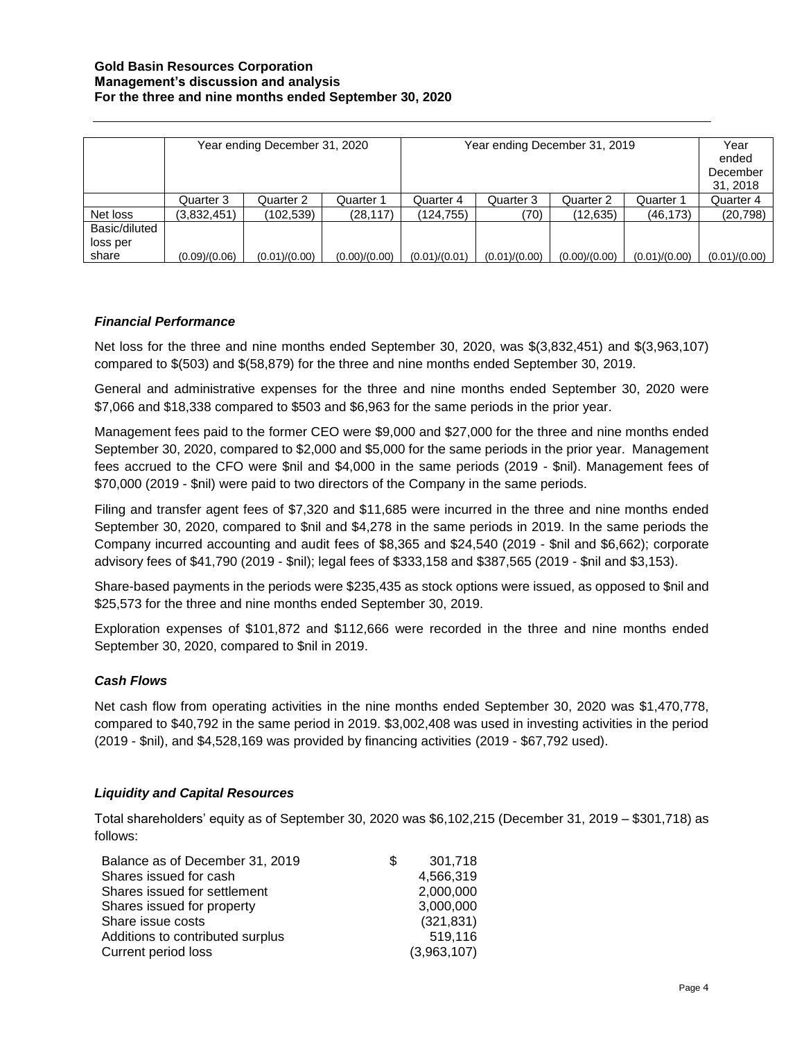| | Year ending December 31, 2020 | | | Year ending December 31, 2019 | | | | Year ended December 31, 2018 |
|---|---|---|---|---|---|---|---|---|
| | Quarter 3 | Quarter 2 | Quarter 1 | Quarter 4 | Quarter 3 | Quarter 2 | Quarter 1 | Quarter 4 |
| Net loss | (3,832,451) | (102,539) | (28,117) | (124,755) | (70) | (12,635) | (46,173) | (20,798) |
| Basic/diluted loss per share | (0.09)/(0.06) | (0.01)/(0.00) | (0.00)/(0.00) | (0.01)/(0.01) | (0.01)/(0.00) | (0.00)/(0.00) | (0.01)/(0.00) | (0.01)/(0.00) |

### *Financial Performance*

Net loss for the three and nine months ended September 30, 2020, was $(3,832,451) and $(3,963,107) compared to $(503) and $(58,879) for the three and nine months ended September 30, 2019.

General and administrative expenses for the three and nine months ended September 30, 2020 were $7,066 and $18,338 compared to $503 and $6,963 for the same periods in the prior year.

Management fees paid to the former CEO were $9,000 and $27,000 for the three and nine months ended September 30, 2020, compared to $2,000 and $5,000 for the same periods in the prior year. Management fees accrued to the CFO were $nil and $4,000 in the same periods (2019 - $nil). Management fees of $70,000 (2019 - $nil) were paid to two directors of the Company in the same periods.

Filing and transfer agent fees of $7,320 and $11,685 were incurred in the three and nine months ended September 30, 2020, compared to $nil and $4,278 in the same periods in 2019. In the same periods the Company incurred accounting and audit fees of $8,365 and $24,540 (2019 - $nil and $6,662); corporate advisory fees of $41,790 (2019 - $nil); legal fees of $333,158 and $387,565 (2019 - $nil and $3,153).

Share-based payments in the periods were $235,435 as stock options were issued, as opposed to $nil and $25,573 for the three and nine months ended September 30, 2019.

Exploration expenses of $101,872 and $112,666 were recorded in the three and nine months ended September 30, 2020, compared to $nil in 2019.

### *Cash Flows*

Net cash flow from operating activities in the nine months ended September 30, 2020 was $1,470,778, compared to $40,792 in the same period in 2019. $3,002,408 was used in investing activities in the period (2019 - $nil), and $4,528,169 was provided by financing activities (2019 - $67,792 used).

### *Liquidity and Capital Resources*

Total shareholders' equity as of September 30, 2020 was $6,102,215 (December 31, 2019 – $301,718) as follows:

| | | |
|---|---|---|
| Balance as of December 31, 2019 | $ | 301,718 |
| Shares issued for cash | | 4,566,319 |
| Shares issued for settlement | | 2,000,000 |
| Shares issued for property | | 3,000,000 |
| Share issue costs | | (321,831) |
| Additions to contributed surplus | | 519,116 |
| Current period loss | | (3,963,107) |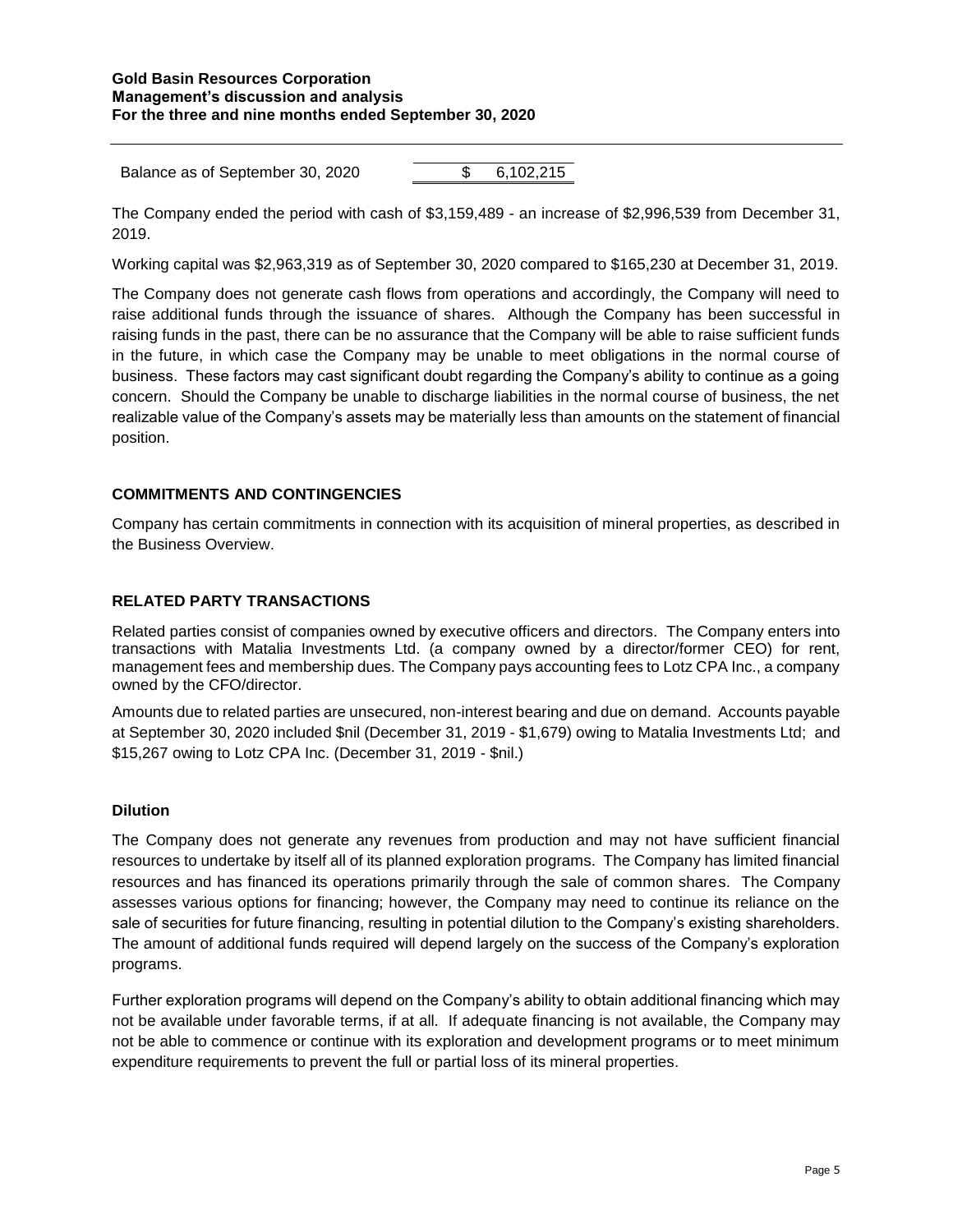| | |
|---|---|
| Balance as of September 30, 2020 | $ 6,102,215 |

The Company ended the period with cash of $3,159,489 - an increase of $2,996,539 from December 31, 2019.

Working capital was $2,963,319 as of September 30, 2020 compared to $165,230 at December 31, 2019.

The Company does not generate cash flows from operations and accordingly, the Company will need to raise additional funds through the issuance of shares. Although the Company has been successful in raising funds in the past, there can be no assurance that the Company will be able to raise sufficient funds in the future, in which case the Company may be unable to meet obligations in the normal course of business. These factors may cast significant doubt regarding the Company's ability to continue as a going concern. Should the Company be unable to discharge liabilities in the normal course of business, the net realizable value of the Company's assets may be materially less than amounts on the statement of financial position.

## COMMITMENTS AND CONTINGENCIES

Company has certain commitments in connection with its acquisition of mineral properties, as described in the Business Overview.

## RELATED PARTY TRANSACTIONS

Related parties consist of companies owned by executive officers and directors. The Company enters into transactions with Matalia Investments Ltd. (a company owned by a director/former CEO) for rent, management fees and membership dues. The Company pays accounting fees to Lotz CPA Inc., a company owned by the CFO/director.

Amounts due to related parties are unsecured, non-interest bearing and due on demand. Accounts payable at September 30, 2020 included $nil (December 31, 2019 - $1,679) owing to Matalia Investments Ltd; and $15,267 owing to Lotz CPA Inc. (December 31, 2019 - $nil.)

### Dilution

The Company does not generate any revenues from production and may not have sufficient financial resources to undertake by itself all of its planned exploration programs. The Company has limited financial resources and has financed its operations primarily through the sale of common shares. The Company assesses various options for financing; however, the Company may need to continue its reliance on the sale of securities for future financing, resulting in potential dilution to the Company's existing shareholders. The amount of additional funds required will depend largely on the success of the Company's exploration programs.

Further exploration programs will depend on the Company's ability to obtain additional financing which may not be available under favorable terms, if at all. If adequate financing is not available, the Company may not be able to commence or continue with its exploration and development programs or to meet minimum expenditure requirements to prevent the full or partial loss of its mineral properties.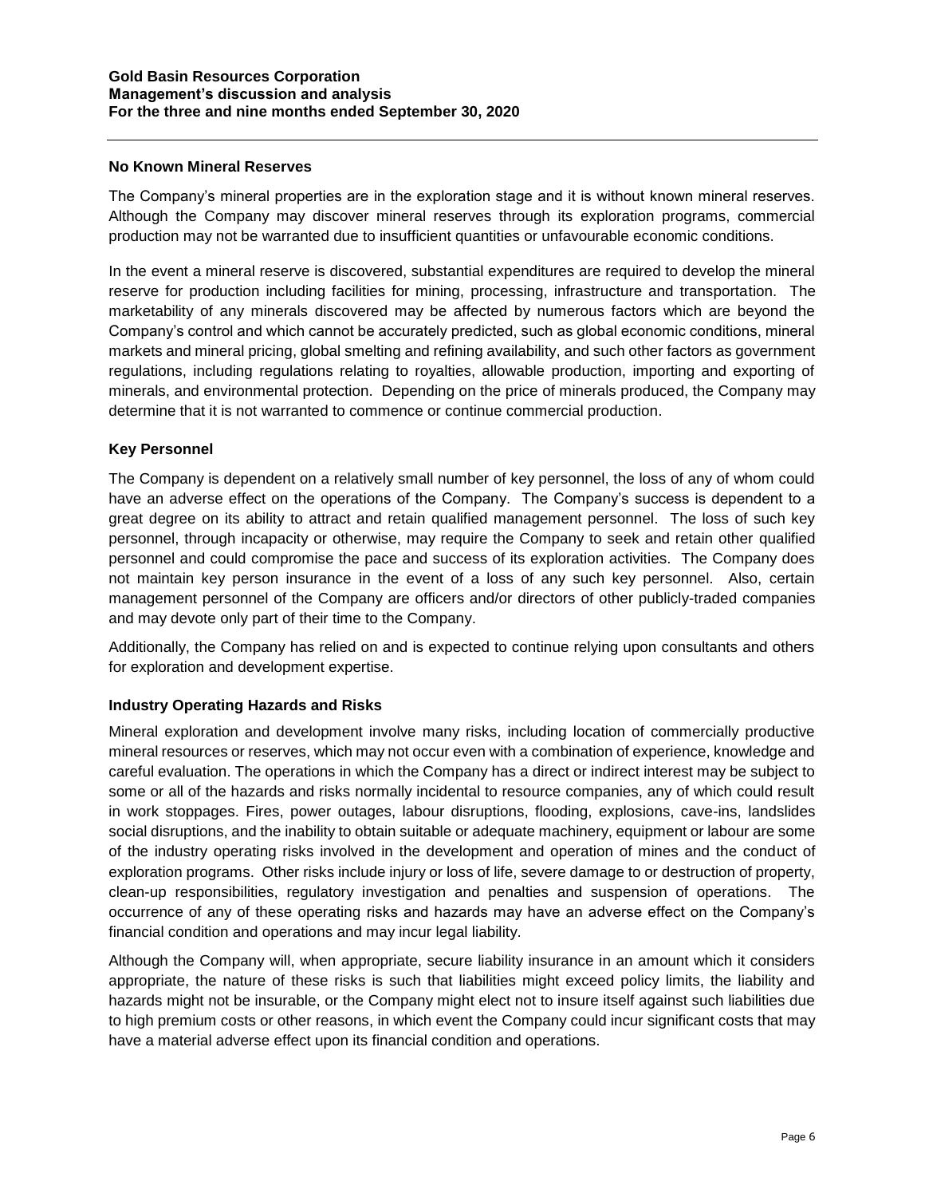### No Known Mineral Reserves

The Company's mineral properties are in the exploration stage and it is without known mineral reserves. Although the Company may discover mineral reserves through its exploration programs, commercial production may not be warranted due to insufficient quantities or unfavourable economic conditions.

In the event a mineral reserve is discovered, substantial expenditures are required to develop the mineral reserve for production including facilities for mining, processing, infrastructure and transportation. The marketability of any minerals discovered may be affected by numerous factors which are beyond the Company's control and which cannot be accurately predicted, such as global economic conditions, mineral markets and mineral pricing, global smelting and refining availability, and such other factors as government regulations, including regulations relating to royalties, allowable production, importing and exporting of minerals, and environmental protection. Depending on the price of minerals produced, the Company may determine that it is not warranted to commence or continue commercial production.

### Key Personnel

The Company is dependent on a relatively small number of key personnel, the loss of any of whom could have an adverse effect on the operations of the Company. The Company's success is dependent to a great degree on its ability to attract and retain qualified management personnel. The loss of such key personnel, through incapacity or otherwise, may require the Company to seek and retain other qualified personnel and could compromise the pace and success of its exploration activities. The Company does not maintain key person insurance in the event of a loss of any such key personnel. Also, certain management personnel of the Company are officers and/or directors of other publicly-traded companies and may devote only part of their time to the Company.

Additionally, the Company has relied on and is expected to continue relying upon consultants and others for exploration and development expertise.

### Industry Operating Hazards and Risks

Mineral exploration and development involve many risks, including location of commercially productive mineral resources or reserves, which may not occur even with a combination of experience, knowledge and careful evaluation. The operations in which the Company has a direct or indirect interest may be subject to some or all of the hazards and risks normally incidental to resource companies, any of which could result in work stoppages. Fires, power outages, labour disruptions, flooding, explosions, cave-ins, landslides social disruptions, and the inability to obtain suitable or adequate machinery, equipment or labour are some of the industry operating risks involved in the development and operation of mines and the conduct of exploration programs. Other risks include injury or loss of life, severe damage to or destruction of property, clean-up responsibilities, regulatory investigation and penalties and suspension of operations. The occurrence of any of these operating risks and hazards may have an adverse effect on the Company's financial condition and operations and may incur legal liability.

Although the Company will, when appropriate, secure liability insurance in an amount which it considers appropriate, the nature of these risks is such that liabilities might exceed policy limits, the liability and hazards might not be insurable, or the Company might elect not to insure itself against such liabilities due to high premium costs or other reasons, in which event the Company could incur significant costs that may have a material adverse effect upon its financial condition and operations.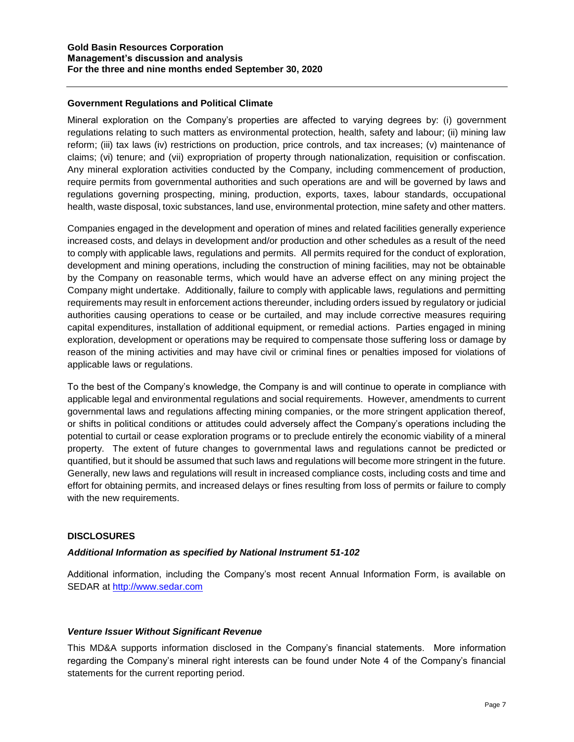### Government Regulations and Political Climate

Mineral exploration on the Company's properties are affected to varying degrees by: (i) government regulations relating to such matters as environmental protection, health, safety and labour; (ii) mining law reform; (iii) tax laws (iv) restrictions on production, price controls, and tax increases; (v) maintenance of claims; (vi) tenure; and (vii) expropriation of property through nationalization, requisition or confiscation. Any mineral exploration activities conducted by the Company, including commencement of production, require permits from governmental authorities and such operations are and will be governed by laws and regulations governing prospecting, mining, production, exports, taxes, labour standards, occupational health, waste disposal, toxic substances, land use, environmental protection, mine safety and other matters.

Companies engaged in the development and operation of mines and related facilities generally experience increased costs, and delays in development and/or production and other schedules as a result of the need to comply with applicable laws, regulations and permits. All permits required for the conduct of exploration, development and mining operations, including the construction of mining facilities, may not be obtainable by the Company on reasonable terms, which would have an adverse effect on any mining project the Company might undertake. Additionally, failure to comply with applicable laws, regulations and permitting requirements may result in enforcement actions thereunder, including orders issued by regulatory or judicial authorities causing operations to cease or be curtailed, and may include corrective measures requiring capital expenditures, installation of additional equipment, or remedial actions. Parties engaged in mining exploration, development or operations may be required to compensate those suffering loss or damage by reason of the mining activities and may have civil or criminal fines or penalties imposed for violations of applicable laws or regulations.

To the best of the Company's knowledge, the Company is and will continue to operate in compliance with applicable legal and environmental regulations and social requirements. However, amendments to current governmental laws and regulations affecting mining companies, or the more stringent application thereof, or shifts in political conditions or attitudes could adversely affect the Company's operations including the potential to curtail or cease exploration programs or to preclude entirely the economic viability of a mineral property. The extent of future changes to governmental laws and regulations cannot be predicted or quantified, but it should be assumed that such laws and regulations will become more stringent in the future. Generally, new laws and regulations will result in increased compliance costs, including costs and time and effort for obtaining permits, and increased delays or fines resulting from loss of permits or failure to comply with the new requirements.

## DISCLOSURES

### *Additional Information as specified by National Instrument 51-102*

Additional information, including the Company's most recent Annual Information Form, is available on SEDAR at http://www.sedar.com

### *Venture Issuer Without Significant Revenue*

This MD&A supports information disclosed in the Company's financial statements. More information regarding the Company's mineral right interests can be found under Note 4 of the Company's financial statements for the current reporting period.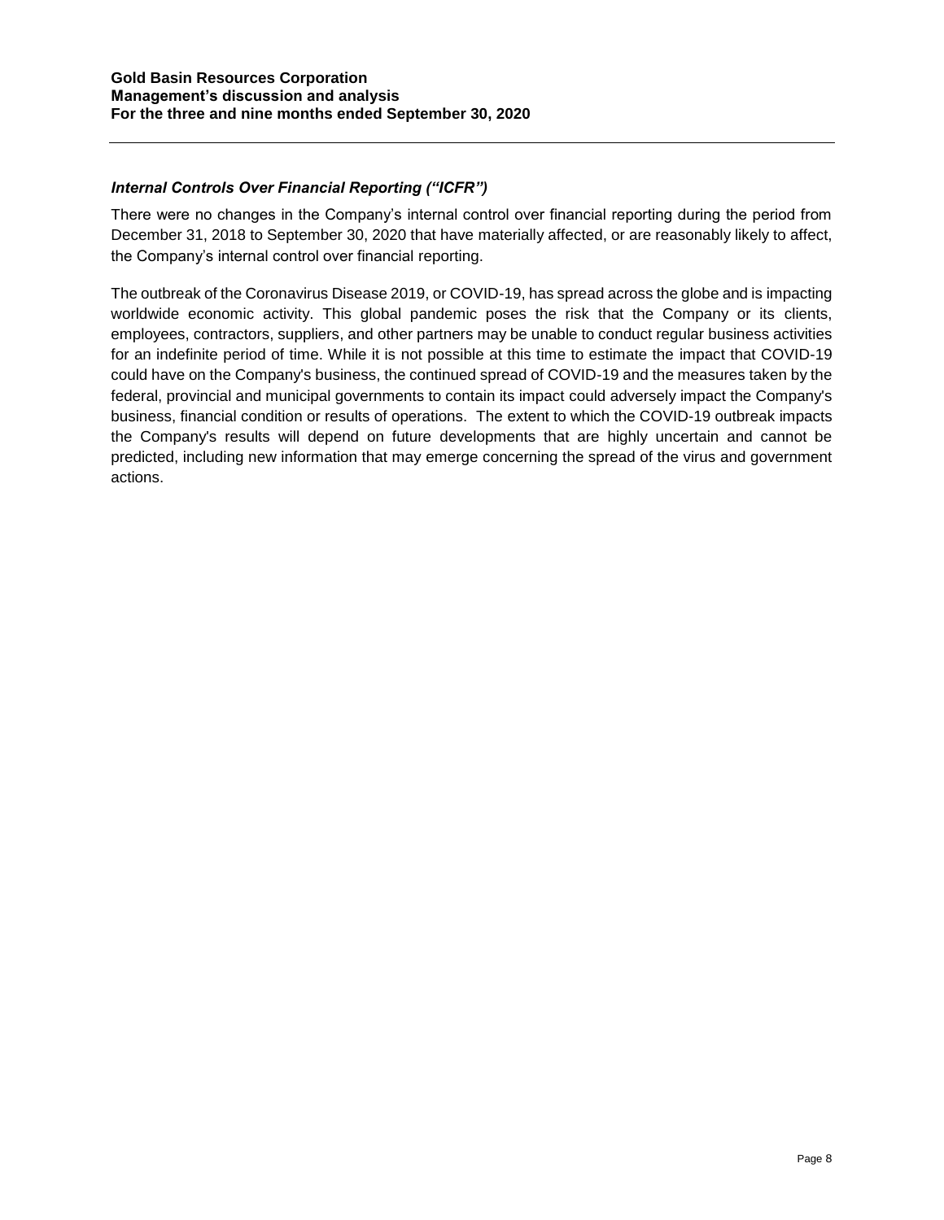### *Internal Controls Over Financial Reporting ("ICFR")*

There were no changes in the Company's internal control over financial reporting during the period from December 31, 2018 to September 30, 2020 that have materially affected, or are reasonably likely to affect, the Company's internal control over financial reporting.

The outbreak of the Coronavirus Disease 2019, or COVID-19, has spread across the globe and is impacting worldwide economic activity. This global pandemic poses the risk that the Company or its clients, employees, contractors, suppliers, and other partners may be unable to conduct regular business activities for an indefinite period of time. While it is not possible at this time to estimate the impact that COVID-19 could have on the Company's business, the continued spread of COVID-19 and the measures taken by the federal, provincial and municipal governments to contain its impact could adversely impact the Company's business, financial condition or results of operations. The extent to which the COVID-19 outbreak impacts the Company's results will depend on future developments that are highly uncertain and cannot be predicted, including new information that may emerge concerning the spread of the virus and government actions.